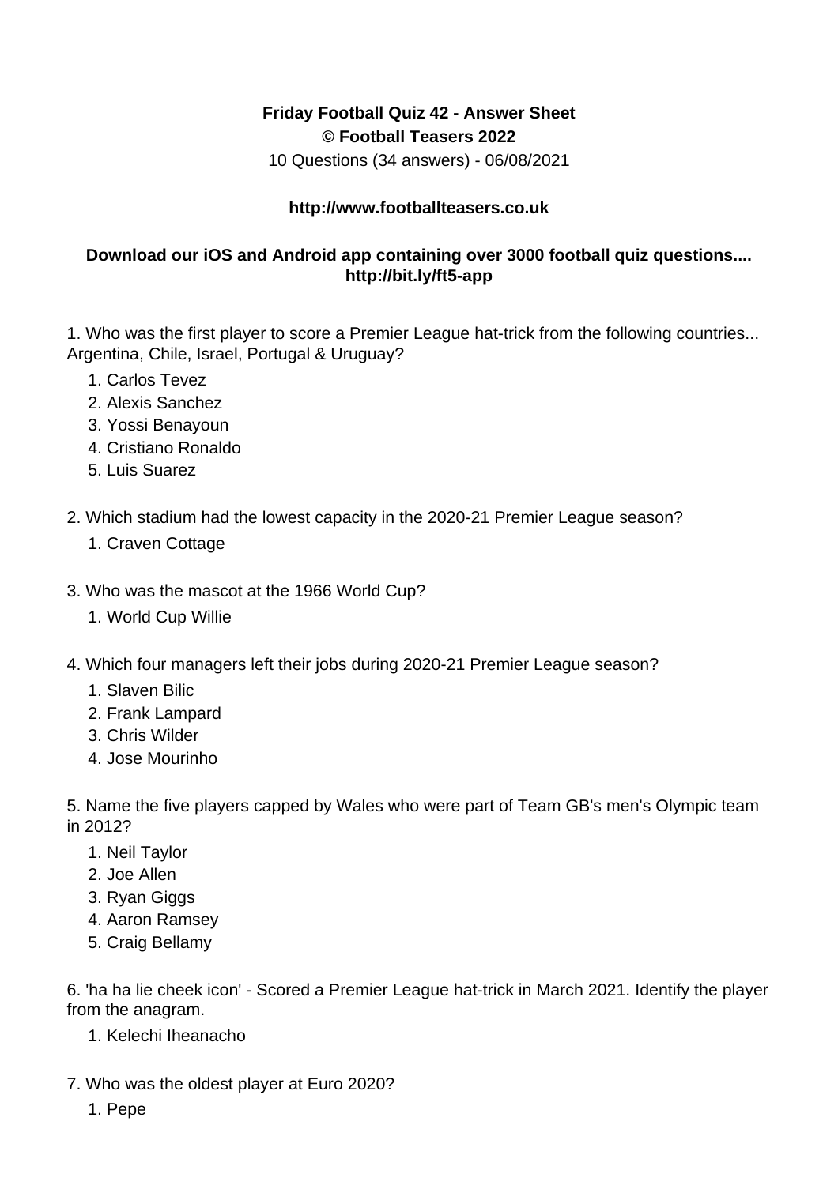**Friday Football Quiz 42 - Answer Sheet**
**© Football Teasers 2022**
10 Questions (34 answers) - 06/08/2021

**http://www.footballteasers.co.uk**

**Download our iOS and Android app containing over 3000 football quiz questions.... http://bit.ly/ft5-app**

1. Who was the first player to score a Premier League hat-trick from the following countries... Argentina, Chile, Israel, Portugal & Uruguay?
    1. Carlos Tevez
    2. Alexis Sanchez
    3. Yossi Benayoun
    4. Cristiano Ronaldo
    5. Luis Suarez

2. Which stadium had the lowest capacity in the 2020-21 Premier League season?
    1. Craven Cottage

3. Who was the mascot at the 1966 World Cup?
    1. World Cup Willie

4. Which four managers left their jobs during 2020-21 Premier League season?
    1. Slaven Bilic
    2. Frank Lampard
    3. Chris Wilder
    4. Jose Mourinho

5. Name the five players capped by Wales who were part of Team GB's men's Olympic team in 2012?
    1. Neil Taylor
    2. Joe Allen
    3. Ryan Giggs
    4. Aaron Ramsey
    5. Craig Bellamy

6. 'ha ha lie cheek icon' - Scored a Premier League hat-trick in March 2021. Identify the player from the anagram.
    1. Kelechi Iheanacho

7. Who was the oldest player at Euro 2020?
    1. Pepe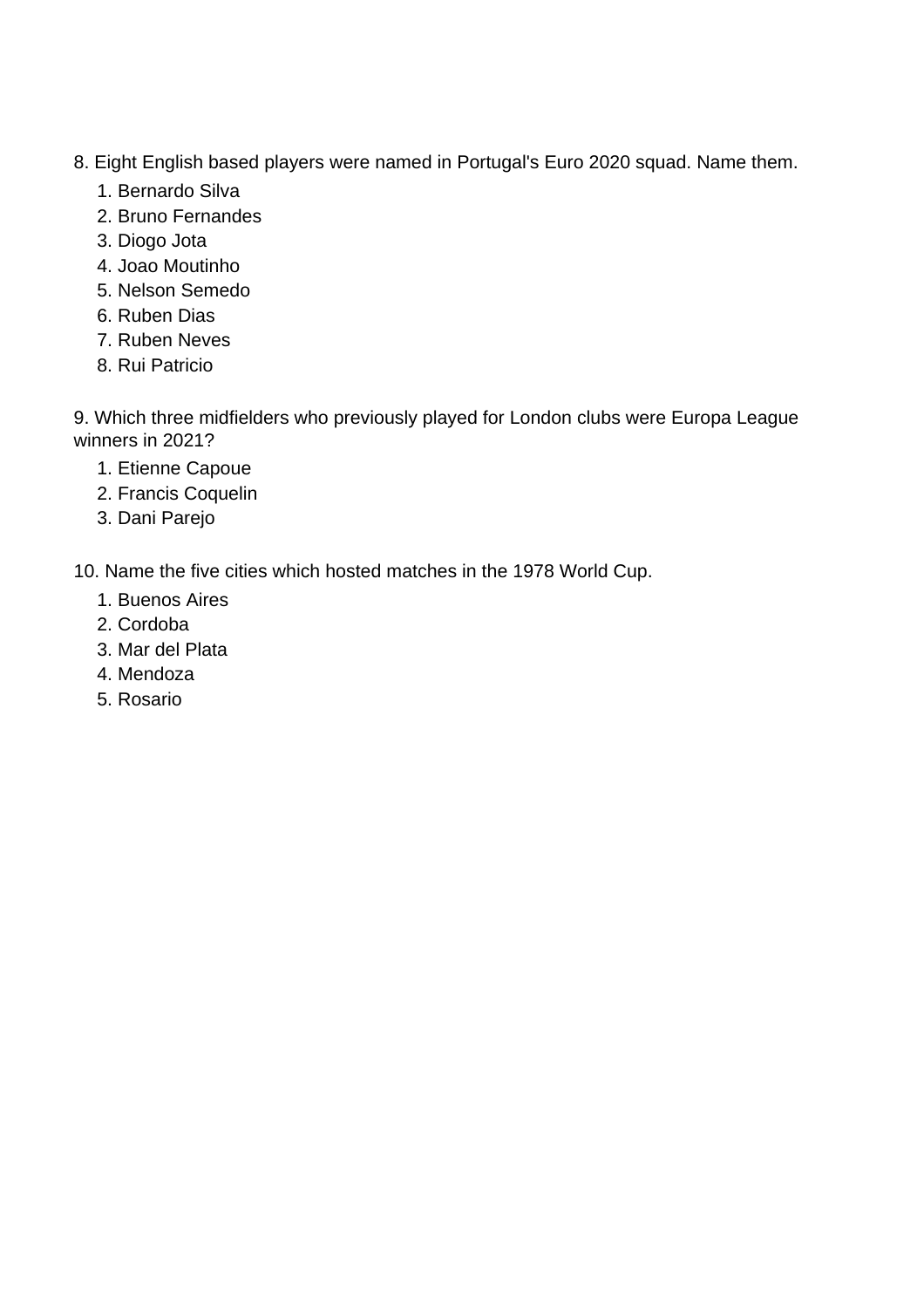8. Eight English based players were named in Portugal's Euro 2020 squad. Name them.

1. Bernardo Silva
2. Bruno Fernandes
3. Diogo Jota
4. Joao Moutinho
5. Nelson Semedo
6. Ruben Dias
7. Ruben Neves
8. Rui Patricio

9. Which three midfielders who previously played for London clubs were Europa League winners in 2021?

1. Etienne Capoue
2. Francis Coquelin
3. Dani Parejo

10. Name the five cities which hosted matches in the 1978 World Cup.

1. Buenos Aires
2. Cordoba
3. Mar del Plata
4. Mendoza
5. Rosario